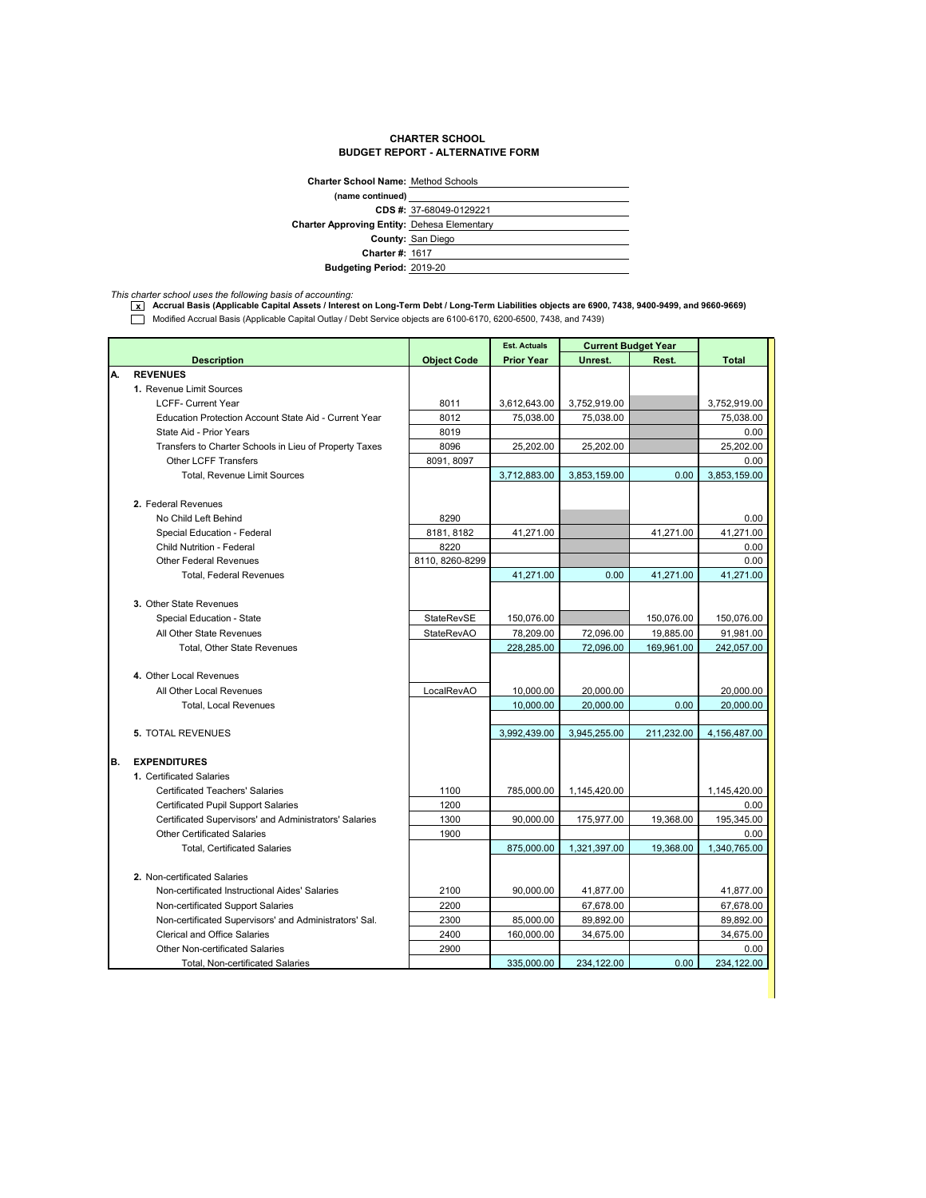**CHARTER SCHOOL**
**BUDGET REPORT - ALTERNATIVE FORM**

**Charter School Name:** Method Schools
**(name continued)**
**CDS #:** 37-68049-0129221
**Charter Approving Entity:** Dehesa Elementary
**County:** San Diego
**Charter #:** 1617
**Budgeting Period:** 2019-20

*This charter school uses the following basis of accounting:*

- [x] **Accrual Basis (Applicable Capital Assets / Interest on Long-Term Debt / Long-Term Liabilities objects are 6900, 7438, 9400-9499, and 9660-9669)**
- [ ] Modified Accrual Basis (Applicable Capital Outlay / Debt Service objects are 6100-6170, 6200-6500, 7438, and 7439)

| | Description | Object Code | Est. Actuals | Current Budget Year | | Total |
|---|---|---|---|---|---|---|
| | | | Prior Year | Unrest. | Rest. | |
| **A.** | **REVENUES** | | | | | |
| | **1.** Revenue Limit Sources | | | | | |
| | LCFF- Current Year | 8011 | 3,612,643.00 | 3,752,919.00 | | 3,752,919.00 |
| | Education Protection Account State Aid - Current Year | 8012 | 75,038.00 | 75,038.00 | | 75,038.00 |
| | State Aid - Prior Years | 8019 | | | | 0.00 |
| | Transfers to Charter Schools in Lieu of Property Taxes | 8096 | 25,202.00 | 25,202.00 | | 25,202.00 |
| | Other LCFF Transfers | 8091, 8097 | | | | 0.00 |
| | Total, Revenue Limit Sources | | 3,712,883.00 | 3,853,159.00 | 0.00 | 3,853,159.00 |
| | **2.** Federal Revenues | | | | | |
| | No Child Left Behind | 8290 | | | | 0.00 |
| | Special Education - Federal | 8181, 8182 | 41,271.00 | | 41,271.00 | 41,271.00 |
| | Child Nutrition - Federal | 8220 | | | | 0.00 |
| | Other Federal Revenues | 8110, 8260-8299 | | | | 0.00 |
| | Total, Federal Revenues | | 41,271.00 | 0.00 | 41,271.00 | 41,271.00 |
| | **3.** Other State Revenues | | | | | |
| | Special Education - State | StateRevSE | 150,076.00 | | 150,076.00 | 150,076.00 |
| | All Other State Revenues | StateRevAO | 78,209.00 | 72,096.00 | 19,885.00 | 91,981.00 |
| | Total, Other State Revenues | | 228,285.00 | 72,096.00 | 169,961.00 | 242,057.00 |
| | **4.** Other Local Revenues | | | | | |
| | All Other Local Revenues | LocalRevAO | 10,000.00 | 20,000.00 | | 20,000.00 |
| | Total, Local Revenues | | 10,000.00 | 20,000.00 | 0.00 | 20,000.00 |
| | **5.** TOTAL REVENUES | | 3,992,439.00 | 3,945,255.00 | 211,232.00 | 4,156,487.00 |
| **B.** | **EXPENDITURES** | | | | | |
| | **1.** Certificated Salaries | | | | | |
| | Certificated Teachers' Salaries | 1100 | 785,000.00 | 1,145,420.00 | | 1,145,420.00 |
| | Certificated Pupil Support Salaries | 1200 | | | | 0.00 |
| | Certificated Supervisors' and Administrators' Salaries | 1300 | 90,000.00 | 175,977.00 | 19,368.00 | 195,345.00 |
| | Other Certificated Salaries | 1900 | | | | 0.00 |
| | Total, Certificated Salaries | | 875,000.00 | 1,321,397.00 | 19,368.00 | 1,340,765.00 |
| | **2.** Non-certificated Salaries | | | | | |
| | Non-certificated Instructional Aides' Salaries | 2100 | 90,000.00 | 41,877.00 | | 41,877.00 |
| | Non-certificated Support Salaries | 2200 | | 67,678.00 | | 67,678.00 |
| | Non-certificated Supervisors' and Administrators' Sal. | 2300 | 85,000.00 | 89,892.00 | | 89,892.00 |
| | Clerical and Office Salaries | 2400 | 160,000.00 | 34,675.00 | | 34,675.00 |
| | Other Non-certificated Salaries | 2900 | | | | 0.00 |
| | Total, Non-certificated Salaries | | 335,000.00 | 234,122.00 | 0.00 | 234,122.00 |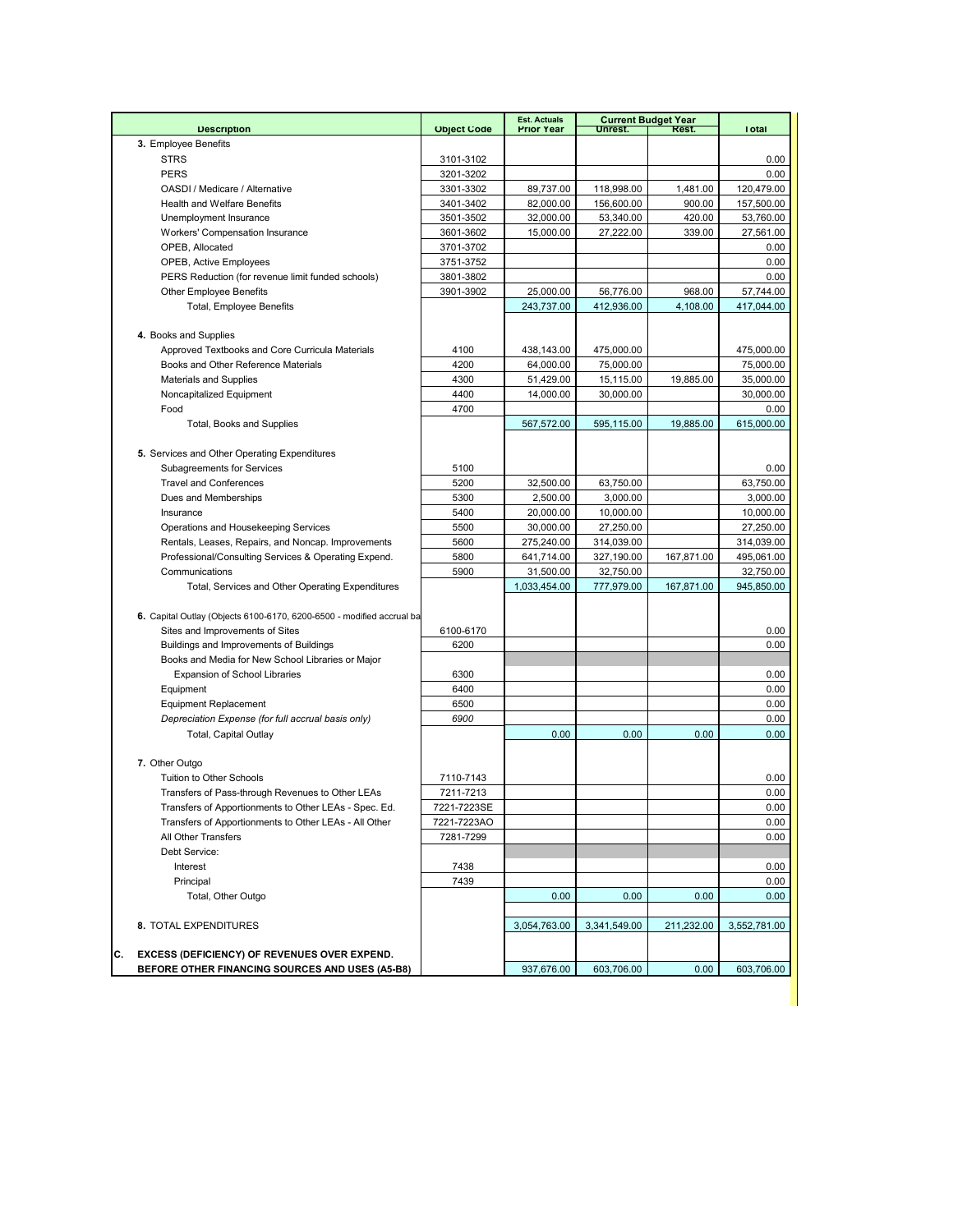| Description | Object Code | Est. Actuals Prior Year | Current Budget Year Unrest. | Rest. | Total |
|---|---|---|---|---|---|
| **3.** Employee Benefits | | | | | |
| STRS | 3101-3102 | | | | 0.00 |
| PERS | 3201-3202 | | | | 0.00 |
| OASDI / Medicare / Alternative | 3301-3302 | 89,737.00 | 118,998.00 | 1,481.00 | 120,479.00 |
| Health and Welfare Benefits | 3401-3402 | 82,000.00 | 156,600.00 | 900.00 | 157,500.00 |
| Unemployment Insurance | 3501-3502 | 32,000.00 | 53,340.00 | 420.00 | 53,760.00 |
| Workers' Compensation Insurance | 3601-3602 | 15,000.00 | 27,222.00 | 339.00 | 27,561.00 |
| OPEB, Allocated | 3701-3702 | | | | 0.00 |
| OPEB, Active Employees | 3751-3752 | | | | 0.00 |
| PERS Reduction (for revenue limit funded schools) | 3801-3802 | | | | 0.00 |
| Other Employee Benefits | 3901-3902 | 25,000.00 | 56,776.00 | 968.00 | 57,744.00 |
| Total, Employee Benefits | | 243,737.00 | 412,936.00 | 4,108.00 | 417,044.00 |
| **4.** Books and Supplies | | | | | |
| Approved Textbooks and Core Curricula Materials | 4100 | 438,143.00 | 475,000.00 | | 475,000.00 |
| Books and Other Reference Materials | 4200 | 64,000.00 | 75,000.00 | | 75,000.00 |
| Materials and Supplies | 4300 | 51,429.00 | 15,115.00 | 19,885.00 | 35,000.00 |
| Noncapitalized Equipment | 4400 | 14,000.00 | 30,000.00 | | 30,000.00 |
| Food | 4700 | | | | 0.00 |
| Total, Books and Supplies | | 567,572.00 | 595,115.00 | 19,885.00 | 615,000.00 |
| **5.** Services and Other Operating Expenditures | | | | | |
| Subagreements for Services | 5100 | | | | 0.00 |
| Travel and Conferences | 5200 | 32,500.00 | 63,750.00 | | 63,750.00 |
| Dues and Memberships | 5300 | 2,500.00 | 3,000.00 | | 3,000.00 |
| Insurance | 5400 | 20,000.00 | 10,000.00 | | 10,000.00 |
| Operations and Housekeeping Services | 5500 | 30,000.00 | 27,250.00 | | 27,250.00 |
| Rentals, Leases, Repairs, and Noncap. Improvements | 5600 | 275,240.00 | 314,039.00 | | 314,039.00 |
| Professional/Consulting Services & Operating Expend. | 5800 | 641,714.00 | 327,190.00 | 167,871.00 | 495,061.00 |
| Communications | 5900 | 31,500.00 | 32,750.00 | | 32,750.00 |
| Total, Services and Other Operating Expenditures | | 1,033,454.00 | 777,979.00 | 167,871.00 | 945,850.00 |
| **6.** Capital Outlay (Objects 6100-6170, 6200-6500 - modified accrual ba | | | | | |
| Sites and Improvements of Sites | 6100-6170 | | | | 0.00 |
| Buildings and Improvements of Buildings | 6200 | | | | 0.00 |
| Books and Media for New School Libraries or Major | | | | | |
| Expansion of School Libraries | 6300 | | | | 0.00 |
| Equipment | 6400 | | | | 0.00 |
| Equipment Replacement | 6500 | | | | 0.00 |
| *Depreciation Expense (for full accrual basis only)* | *6900* | | | | 0.00 |
| Total, Capital Outlay | | 0.00 | 0.00 | 0.00 | 0.00 |
| **7.** Other Outgo | | | | | |
| Tuition to Other Schools | 7110-7143 | | | | 0.00 |
| Transfers of Pass-through Revenues to Other LEAs | 7211-7213 | | | | 0.00 |
| Transfers of Apportionments to Other LEAs - Spec. Ed. | 7221-7223SE | | | | 0.00 |
| Transfers of Apportionments to Other LEAs - All Other | 7221-7223AO | | | | 0.00 |
| All Other Transfers | 7281-7299 | | | | 0.00 |
| Debt Service: | | | | | |
| Interest | 7438 | | | | 0.00 |
| Principal | 7439 | | | | 0.00 |
| Total, Other Outgo | | 0.00 | 0.00 | 0.00 | 0.00 |
| **8.** TOTAL EXPENDITURES | | 3,054,763.00 | 3,341,549.00 | 211,232.00 | 3,552,781.00 |
| **C. EXCESS (DEFICIENCY) OF REVENUES OVER EXPEND. BEFORE OTHER FINANCING SOURCES AND USES (A5-B8)** | | 937,676.00 | 603,706.00 | 0.00 | 603,706.00 |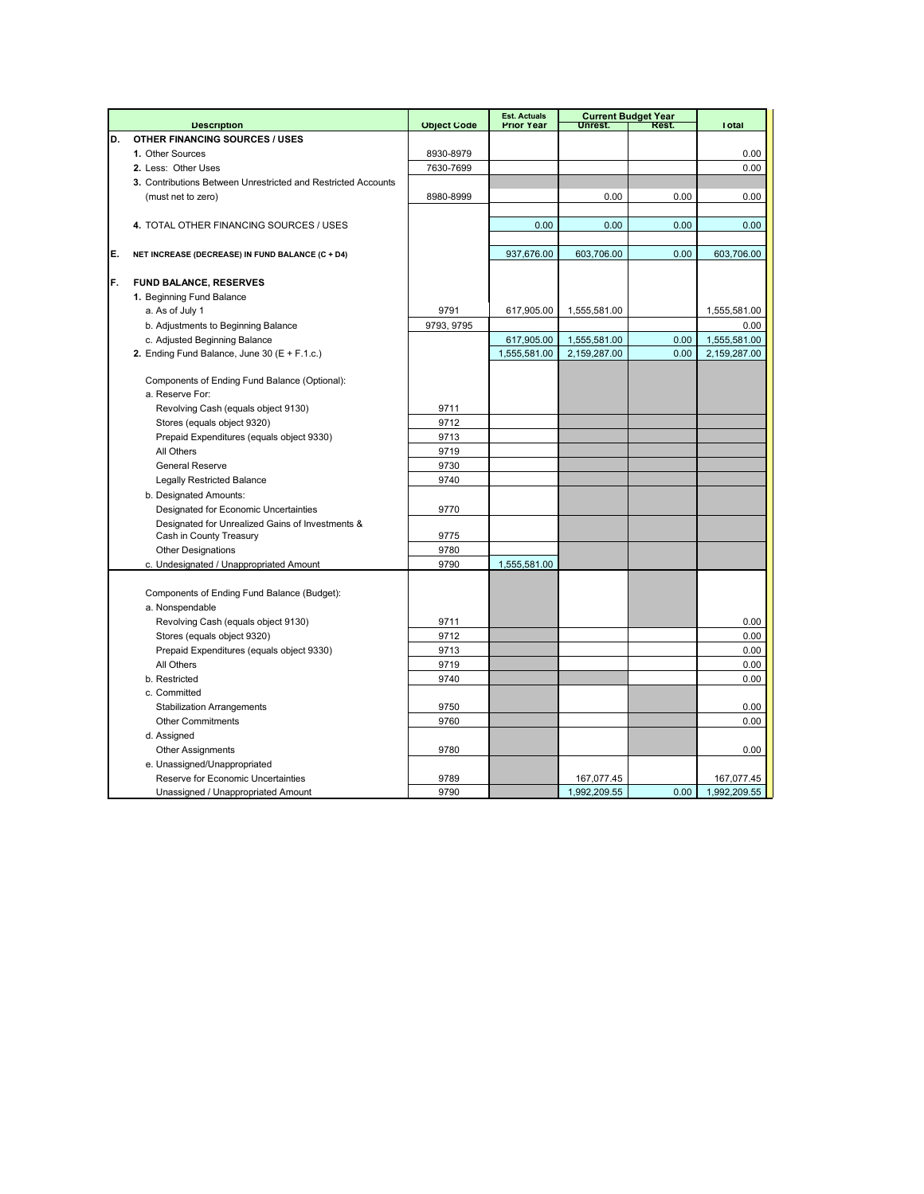| | Description | Object Code | Est. Actuals Prior Year | Current Budget Year Unrest. | Rest. | Total |
|---|---|---|---|---|---|---|
| D. | OTHER FINANCING SOURCES / USES | | | | | |
| | 1. Other Sources | 8930-8979 | | | | 0.00 |
| | 2. Less: Other Uses | 7630-7699 | | | | 0.00 |
| | 3. Contributions Between Unrestricted and Restricted Accounts (must net to zero) | 8980-8999 | | 0.00 | 0.00 | 0.00 |
| | 4. TOTAL OTHER FINANCING SOURCES / USES | | 0.00 | 0.00 | 0.00 | 0.00 |
| E. | NET INCREASE (DECREASE) IN FUND BALANCE (C + D4) | | 937,676.00 | 603,706.00 | 0.00 | 603,706.00 |
| F. | FUND BALANCE, RESERVES | | | | | |
| | 1. Beginning Fund Balance | | | | | |
| | a. As of July 1 | 9791 | 617,905.00 | 1,555,581.00 | | 1,555,581.00 |
| | b. Adjustments to Beginning Balance | 9793, 9795 | | | | 0.00 |
| | c. Adjusted Beginning Balance | | 617,905.00 | 1,555,581.00 | 0.00 | 1,555,581.00 |
| | 2. Ending Fund Balance, June 30 (E + F.1.c.) | | 1,555,581.00 | 2,159,287.00 | 0.00 | 2,159,287.00 |
| | Components of Ending Fund Balance (Optional): | | | | | |
| | a. Reserve For: | | | | | |
| | Revolving Cash (equals object 9130) | 9711 | | | | |
| | Stores (equals object 9320) | 9712 | | | | |
| | Prepaid Expenditures (equals object 9330) | 9713 | | | | |
| | All Others | 9719 | | | | |
| | General Reserve | 9730 | | | | |
| | Legally Restricted Balance | 9740 | | | | |
| | b. Designated Amounts: | | | | | |
| | Designated for Economic Uncertainties | 9770 | | | | |
| | Designated for Unrealized Gains of Investments & Cash in County Treasury | 9775 | | | | |
| | Other Designations | 9780 | | | | |
| | c. Undesignated / Unappropriated Amount | 9790 | 1,555,581.00 | | | |
| | Components of Ending Fund Balance (Budget): | | | | | |
| | a. Nonspendable | | | | | |
| | Revolving Cash (equals object 9130) | 9711 | | | | 0.00 |
| | Stores (equals object 9320) | 9712 | | | | 0.00 |
| | Prepaid Expenditures (equals object 9330) | 9713 | | | | 0.00 |
| | All Others | 9719 | | | | 0.00 |
| | b. Restricted | 9740 | | | | 0.00 |
| | c. Committed | | | | | |
| | Stabilization Arrangements | 9750 | | | | 0.00 |
| | Other Commitments | 9760 | | | | 0.00 |
| | d. Assigned | | | | | |
| | Other Assignments | 9780 | | | | 0.00 |
| | e. Unassigned/Unappropriated | | | | | |
| | Reserve for Economic Uncertainties | 9789 | | 167,077.45 | | 167,077.45 |
| | Unassigned / Unappropriated Amount | 9790 | | 1,992,209.55 | 0.00 | 1,992,209.55 |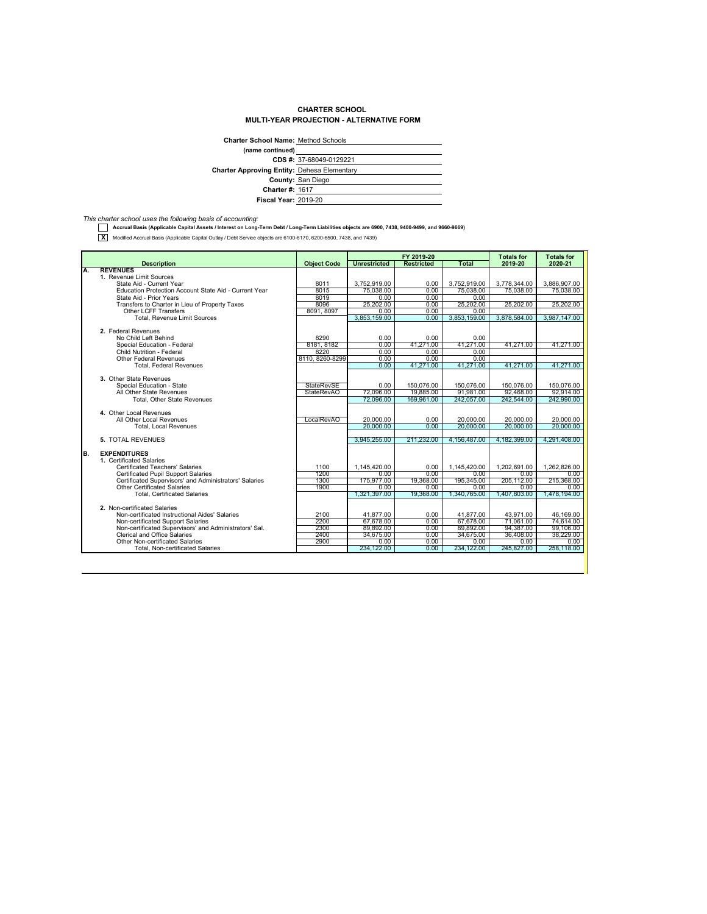# CHARTER SCHOOL
## MULTI-YEAR PROJECTION - ALTERNATIVE FORM

**Charter School Name:** Method Schools
**(name continued)**
**CDS #:** 37-68049-0129221
**Charter Approving Entity:** Dehesa Elementary
**County:** San Diego
**Charter #:** 1617
**Fiscal Year:** 2019-20

*This charter school uses the following basis of accounting:*

[ ] **Accrual Basis (Applicable Capital Assets / Interest on Long-Term Debt / Long-Term Liabilities objects are 6900, 7438, 9400-9499, and 9660-9669)**

[X] Modified Accrual Basis (Applicable Capital Outlay / Debt Service objects are 6100-6170, 6200-6500, 7438, and 7439)

| | Description | Object Code | FY 2019-20 Unrestricted | FY 2019-20 Restricted | FY 2019-20 Total | Totals for 2019-20 | Totals for 2020-21 |
|---|---|---|---|---|---|---|---|
| A. | **REVENUES** | | | | | | |
| | **1.** Revenue Limit Sources | | | | | | |
| | State Aid - Current Year | 8011 | 3,752,919.00 | 0.00 | 3,752,919.00 | 3,778,344.00 | 3,886,907.00 |
| | Education Protection Account State Aid - Current Year | 8015 | 75,038.00 | 0.00 | 75,038.00 | 75,038.00 | 75,038.00 |
| | State Aid - Prior Years | 8019 | 0.00 | 0.00 | 0.00 | | |
| | Transfers to Charter in Lieu of Property Taxes | 8096 | 25,202.00 | 0.00 | 25,202.00 | 25,202.00 | 25,202.00 |
| | Other LCFF Transfers | 8091, 8097 | 0.00 | 0.00 | 0.00 | | |
| | Total, Revenue Limit Sources | | 3,853,159.00 | 0.00 | 3,853,159.00 | 3,878,584.00 | 3,987,147.00 |
| | **2.** Federal Revenues | | | | | | |
| | No Child Left Behind | 8290 | 0.00 | 0.00 | 0.00 | | |
| | Special Education - Federal | 8181, 8182 | 0.00 | 41,271.00 | 41,271.00 | 41,271.00 | 41,271.00 |
| | Child Nutrition - Federal | 8220 | 0.00 | 0.00 | 0.00 | | |
| | Other Federal Revenues | 8110, 8260-8299 | 0.00 | 0.00 | 0.00 | | |
| | Total, Federal Revenues | | 0.00 | 41,271.00 | 41,271.00 | 41,271.00 | 41,271.00 |
| | **3.** Other State Revenues | | | | | | |
| | Special Education - State | StateRevSE | 0.00 | 150,076.00 | 150,076.00 | 150,076.00 | 150,076.00 |
| | All Other State Revenues | StateRevAO | 72,096.00 | 19,885.00 | 91,981.00 | 92,468.00 | 92,914.00 |
| | Total, Other State Revenues | | 72,096.00 | 169,961.00 | 242,057.00 | 242,544.00 | 242,990.00 |
| | **4.** Other Local Revenues | | | | | | |
| | All Other Local Revenues | LocalRevAO | 20,000.00 | 0.00 | 20,000.00 | 20,000.00 | 20,000.00 |
| | Total, Local Revenues | | 20,000.00 | 0.00 | 20,000.00 | 20,000.00 | 20,000.00 |
| | **5.** TOTAL REVENUES | | 3,945,255.00 | 211,232.00 | 4,156,487.00 | 4,182,399.00 | 4,291,408.00 |
| B. | **EXPENDITURES** | | | | | | |
| | **1.** Certificated Salaries | | | | | | |
| | Certificated Teachers' Salaries | 1100 | 1,145,420.00 | 0.00 | 1,145,420.00 | 1,202,691.00 | 1,262,826.00 |
| | Certificated Pupil Support Salaries | 1200 | 0.00 | 0.00 | 0.00 | 0.00 | 0.00 |
| | Certificated Supervisors' and Administrators' Salaries | 1300 | 175,977.00 | 19,368.00 | 195,345.00 | 205,112.00 | 215,368.00 |
| | Other Certificated Salaries | 1900 | 0.00 | 0.00 | 0.00 | 0.00 | 0.00 |
| | Total, Certificated Salaries | | 1,321,397.00 | 19,368.00 | 1,340,765.00 | 1,407,803.00 | 1,478,194.00 |
| | **2.** Non-certificated Salaries | | | | | | |
| | Non-certificated Instructional Aides' Salaries | 2100 | 41,877.00 | 0.00 | 41,877.00 | 43,971.00 | 46,169.00 |
| | Non-certificated Support Salaries | 2200 | 67,678.00 | 0.00 | 67,678.00 | 71,061.00 | 74,614.00 |
| | Non-certificated Supervisors' and Administrators' Sal. | 2300 | 89,892.00 | 0.00 | 89,892.00 | 94,387.00 | 99,106.00 |
| | Clerical and Office Salaries | 2400 | 34,675.00 | 0.00 | 34,675.00 | 36,408.00 | 38,229.00 |
| | Other Non-certificated Salaries | 2900 | 0.00 | 0.00 | 0.00 | 0.00 | 0.00 |
| | Total, Non-certificated Salaries | | 234,122.00 | 0.00 | 234,122.00 | 245,827.00 | 258,118.00 |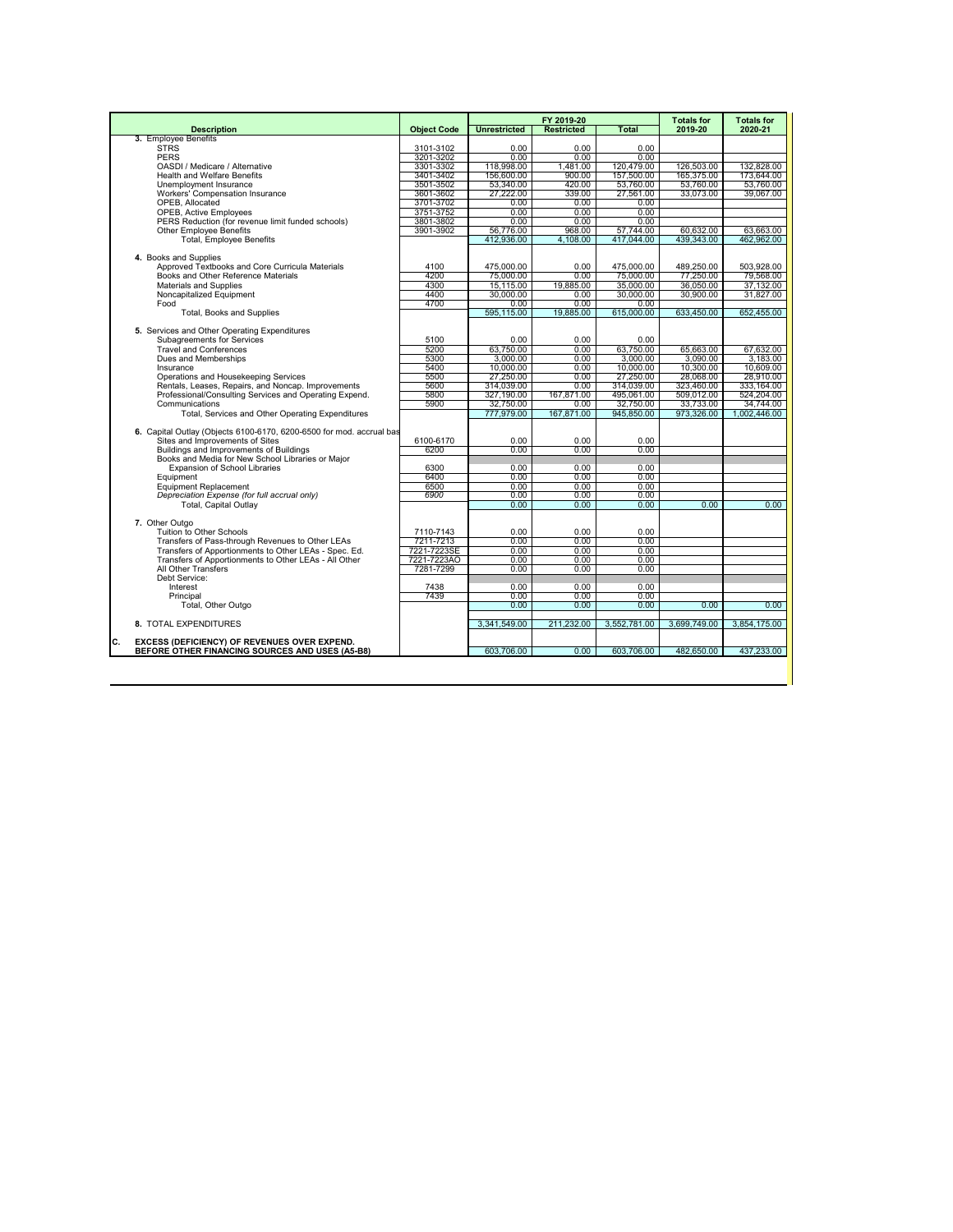| Description | Object Code | FY 2019-20 Unrestricted | FY 2019-20 Restricted | FY 2019-20 Total | Totals for 2019-20 | Totals for 2020-21 |
|---|---|---|---|---|---|---|
| **3.** Employee Benefits | | | | | | |
| STRS | 3101-3102 | 0.00 | 0.00 | 0.00 | | |
| PERS | 3201-3202 | 0.00 | 0.00 | 0.00 | | |
| OASDI / Medicare / Alternative | 3301-3302 | 118,998.00 | 1,481.00 | 120,479.00 | 126,503.00 | 132,828.00 |
| Health and Welfare Benefits | 3401-3402 | 156,600.00 | 900.00 | 157,500.00 | 165,375.00 | 173,644.00 |
| Unemployment Insurance | 3501-3502 | 53,340.00 | 420.00 | 53,760.00 | 53,760.00 | 53,760.00 |
| Workers' Compensation Insurance | 3601-3602 | 27,222.00 | 339.00 | 27,561.00 | 33,073.00 | 39,067.00 |
| OPEB, Allocated | 3701-3702 | 0.00 | 0.00 | 0.00 | | |
| OPEB, Active Employees | 3751-3752 | 0.00 | 0.00 | 0.00 | | |
| PERS Reduction (for revenue limit funded schools) | 3801-3802 | 0.00 | 0.00 | 0.00 | | |
| Other Employee Benefits | 3901-3902 | 56,776.00 | 968.00 | 57,744.00 | 60,632.00 | 63,663.00 |
| Total, Employee Benefits | | 412,936.00 | 4,108.00 | 417,044.00 | 439,343.00 | 462,962.00 |
| **4.** Books and Supplies | | | | | | |
| Approved Textbooks and Core Curricula Materials | 4100 | 475,000.00 | 0.00 | 475,000.00 | 489,250.00 | 503,928.00 |
| Books and Other Reference Materials | 4200 | 75,000.00 | 0.00 | 75,000.00 | 77,250.00 | 79,568.00 |
| Materials and Supplies | 4300 | 15,115.00 | 19,885.00 | 35,000.00 | 36,050.00 | 37,132.00 |
| Noncapitalized Equipment | 4400 | 30,000.00 | 0.00 | 30,000.00 | 30,900.00 | 31,827.00 |
| Food | 4700 | 0.00 | 0.00 | 0.00 | | |
| Total, Books and Supplies | | 595,115.00 | 19,885.00 | 615,000.00 | 633,450.00 | 652,455.00 |
| **5.** Services and Other Operating Expenditures | | | | | | |
| Subagreements for Services | 5100 | 0.00 | 0.00 | 0.00 | | |
| Travel and Conferences | 5200 | 63,750.00 | 0.00 | 63,750.00 | 65,663.00 | 67,632.00 |
| Dues and Memberships | 5300 | 3,000.00 | 0.00 | 3,000.00 | 3,090.00 | 3,183.00 |
| Insurance | 5400 | 10,000.00 | 0.00 | 10,000.00 | 10,300.00 | 10,609.00 |
| Operations and Housekeeping Services | 5500 | 27,250.00 | 0.00 | 27,250.00 | 28,068.00 | 28,910.00 |
| Rentals, Leases, Repairs, and Noncap. Improvements | 5600 | 314,039.00 | 0.00 | 314,039.00 | 323,460.00 | 333,164.00 |
| Professional/Consulting Services and Operating Expend. | 5800 | 327,190.00 | 167,871.00 | 495,061.00 | 509,012.00 | 524,204.00 |
| Communications | 5900 | 32,750.00 | 0.00 | 32,750.00 | 33,733.00 | 34,744.00 |
| Total, Services and Other Operating Expenditures | | 777,979.00 | 167,871.00 | 945,850.00 | 973,326.00 | 1,002,446.00 |
| **6.** Capital Outlay (Objects 6100-6170, 6200-6500 for mod. accrual bas | | | | | | |
| Sites and Improvements of Sites | 6100-6170 | 0.00 | 0.00 | 0.00 | | |
| Buildings and Improvements of Buildings | 6200 | 0.00 | 0.00 | 0.00 | | |
| Books and Media for New School Libraries or Major Expansion of School Libraries | 6300 | 0.00 | 0.00 | 0.00 | | |
| Equipment | 6400 | 0.00 | 0.00 | 0.00 | | |
| Equipment Replacement | 6500 | 0.00 | 0.00 | 0.00 | | |
| *Depreciation Expense (for full accrual only)* | *6900* | 0.00 | 0.00 | 0.00 | | |
| Total, Capital Outlay | | 0.00 | 0.00 | 0.00 | 0.00 | 0.00 |
| **7.** Other Outgo | | | | | | |
| Tuition to Other Schools | 7110-7143 | 0.00 | 0.00 | 0.00 | | |
| Transfers of Pass-through Revenues to Other LEAs | 7211-7213 | 0.00 | 0.00 | 0.00 | | |
| Transfers of Apportionments to Other LEAs - Spec. Ed. | 7221-7223SE | 0.00 | 0.00 | 0.00 | | |
| Transfers of Apportionments to Other LEAs - All Other | 7221-7223AO | 0.00 | 0.00 | 0.00 | | |
| All Other Transfers | 7281-7299 | 0.00 | 0.00 | 0.00 | | |
| Debt Service: | | | | | | |
| Interest | 7438 | 0.00 | 0.00 | 0.00 | | |
| Principal | 7439 | 0.00 | 0.00 | 0.00 | | |
| Total, Other Outgo | | 0.00 | 0.00 | 0.00 | 0.00 | 0.00 |
| **8.** TOTAL EXPENDITURES | | 3,341,549.00 | 211,232.00 | 3,552,781.00 | 3,699,749.00 | 3,854,175.00 |
| **C. EXCESS (DEFICIENCY) OF REVENUES OVER EXPEND. BEFORE OTHER FINANCING SOURCES AND USES (A5-B8)** | | 603,706.00 | 0.00 | 603,706.00 | 482,650.00 | 437,233.00 |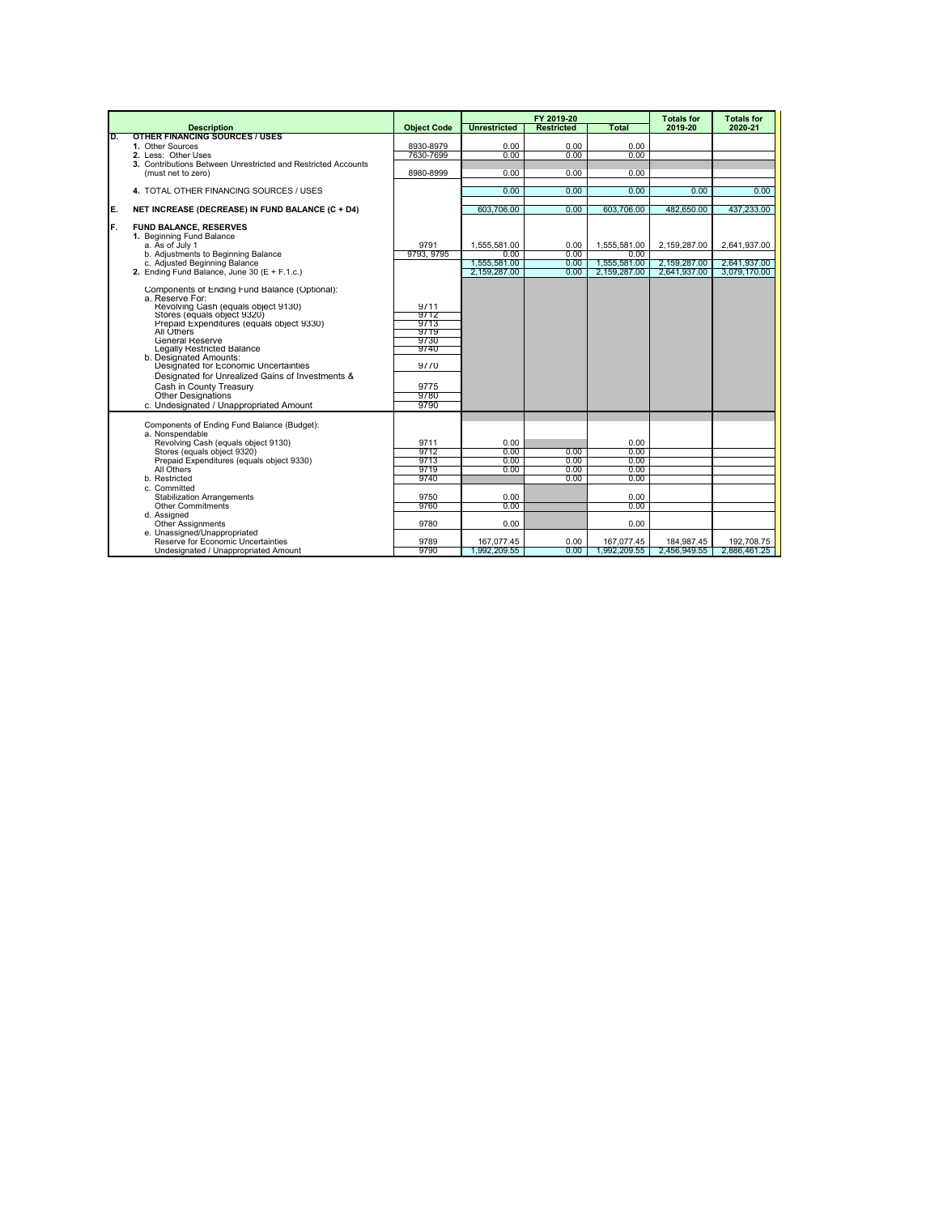| | Description | Object Code | FY 2019-20 Unrestricted | FY 2019-20 Restricted | FY 2019-20 Total | Totals for 2019-20 | Totals for 2020-21 |
|---|---|---|---|---|---|---|---|
| D. | **OTHER FINANCING SOURCES / USES** | | | | | | |
| | 1. Other Sources | 8930-8979 | 0.00 | 0.00 | 0.00 | | |
| | 2. Less: Other Uses | 7630-7699 | 0.00 | 0.00 | 0.00 | | |
| | 3. Contributions Between Unrestricted and Restricted Accounts (must net to zero) | 8980-8999 | 0.00 | 0.00 | 0.00 | | |
| | 4. TOTAL OTHER FINANCING SOURCES / USES | | 0.00 | 0.00 | 0.00 | 0.00 | 0.00 |
| E. | **NET INCREASE (DECREASE) IN FUND BALANCE (C + D4)** | | 603,706.00 | 0.00 | 603,706.00 | 482,650.00 | 437,233.00 |
| F. | **FUND BALANCE, RESERVES** | | | | | | |
| | 1. Beginning Fund Balance | | | | | | |
| | a. As of July 1 | 9791 | 1,555,581.00 | 0.00 | 1,555,581.00 | 2,159,287.00 | 2,641,937.00 |
| | b. Adjustments to Beginning Balance | 9793, 9795 | 0.00 | 0.00 | 0.00 | | |
| | c. Adjusted Beginning Balance | | 1,555,581.00 | 0.00 | 1,555,581.00 | 2,159,287.00 | 2,641,937.00 |
| | 2. Ending Fund Balance, June 30 (E + F.1.c.) | | 2,159,287.00 | 0.00 | 2,159,287.00 | 2,641,937.00 | 3,079,170.00 |
| | Components of Ending Fund Balance (Optional): | | | | | | |
| | a. Reserve For: | | | | | | |
| | Revolving Cash (equals object 9130) | 9711 | | | | | |
| | Stores (equals object 9320) | 9712 | | | | | |
| | Prepaid Expenditures (equals object 9330) | 9713 | | | | | |
| | All Others | 9719 | | | | | |
| | General Reserve | 9730 | | | | | |
| | Legally Restricted Balance | 9740 | | | | | |
| | b. Designated Amounts: | | | | | | |
| | Designated for Economic Uncertainties | 9770 | | | | | |
| | Designated for Unrealized Gains of Investments & Cash in County Treasury | 9775 | | | | | |
| | Other Designations | 9780 | | | | | |
| | c. Undesignated / Unappropriated Amount | 9790 | | | | | |
| | Components of Ending Fund Balance (Budget): | | | | | | |
| | a. Nonspendable | | | | | | |
| | Revolving Cash (equals object 9130) | 9711 | 0.00 | | 0.00 | | |
| | Stores (equals object 9320) | 9712 | 0.00 | 0.00 | 0.00 | | |
| | Prepaid Expenditures (equals object 9330) | 9713 | 0.00 | 0.00 | 0.00 | | |
| | All Others | 9719 | 0.00 | 0.00 | 0.00 | | |
| | b. Restricted | 9740 | | 0.00 | 0.00 | | |
| | c. Committed | | | | | | |
| | Stabilization Arrangements | 9750 | 0.00 | | 0.00 | | |
| | Other Commitments | 9760 | 0.00 | | 0.00 | | |
| | d. Assigned | | | | | | |
| | Other Assignments | 9780 | 0.00 | | 0.00 | | |
| | e. Unassigned/Unappropriated | | | | | | |
| | Reserve for Economic Uncertainties | 9789 | 167,077.45 | 0.00 | 167,077.45 | 184,987.45 | 192,708.75 |
| | Undesignated / Unappropriated Amount | 9790 | 1,992,209.55 | 0.00 | 1,992,209.55 | 2,456,949.55 | 2,886,461.25 |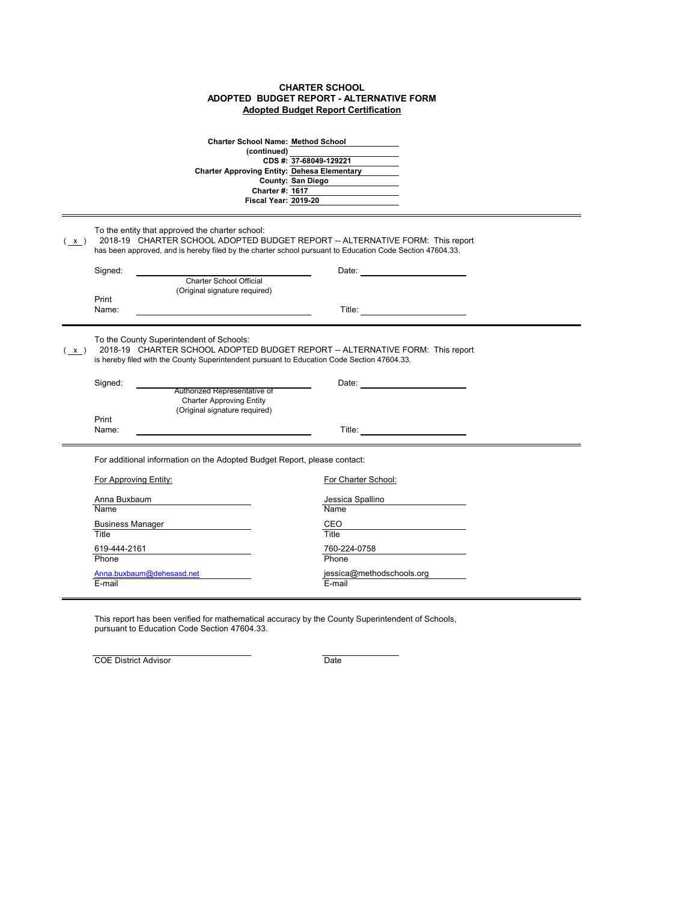# CHARTER SCHOOL
## ADOPTED BUDGET REPORT - ALTERNATIVE FORM
### Adopted Budget Report Certification

**Charter School Name:** Method School
**(continued)**
**CDS #:** 37-68049-129221
**Charter Approving Entity:** Dehesa Elementary
**County:** San Diego
**Charter #:** 1617
**Fiscal Year:** 2019-20

---

To the entity that approved the charter school:

( x ) 2018-19 CHARTER SCHOOL ADOPTED BUDGET REPORT -- ALTERNATIVE FORM: This report has been approved, and is hereby filed by the charter school pursuant to Education Code Section 47604.33.

Signed: ______________________ Date: ______________________
Charter School Official
(Original signature required)

Print Name: ______________________ Title: ______________________

---

To the County Superintendent of Schools:

( x ) 2018-19 CHARTER SCHOOL ADOPTED BUDGET REPORT -- ALTERNATIVE FORM: This report is hereby filed with the County Superintendent pursuant to Education Code Section 47604.33.

Signed: ______________________ Date: ______________________
Authorized Representative of
Charter Approving Entity
(Original signature required)

Print Name: ______________________ Title: ______________________

---

For additional information on the Adopted Budget Report, please contact:

| For Approving Entity: | For Charter School: |
|---|---|
| Anna Buxbaum | Jessica Spallino |
| Name | Name |
| Business Manager | CEO |
| Title | Title |
| 619-444-2161 | 760-224-0758 |
| Phone | Phone |
| Anna.buxbaum@dehesasd.net | jessica@methodschools.org |
| E-mail | E-mail |

---

This report has been verified for mathematical accuracy by the County Superintendent of Schools, pursuant to Education Code Section 47604.33.

______________________ ______________________
COE District Advisor Date